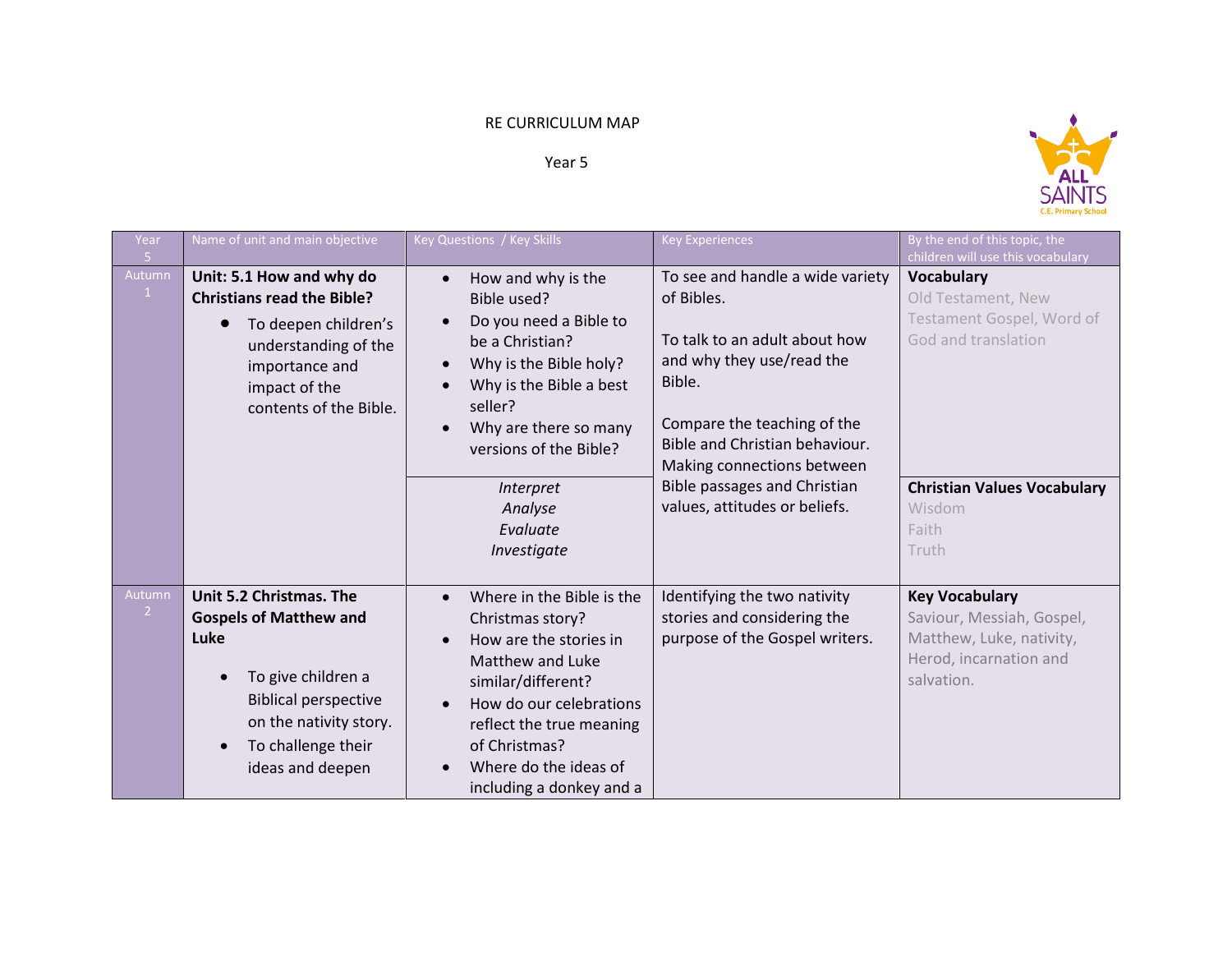RE CURRICULUM MAP

Year 5

| Year 5 | Name of unit and main objective | Key Questions / Key Skills | Key Experiences | By the end of this topic, the children will use this vocabulary |
|---|---|---|---|---|
| Autumn 1 | **Unit: 5.1 How and why do Christians read the Bible?**<br>• To deepen children's understanding of the importance and impact of the contents of the Bible. | • How and why is the Bible used?<br>• Do you need a Bible to be a Christian?<br>• Why is the Bible holy?<br>• Why is the Bible a best seller?<br>• Why are there so many versions of the Bible?<br><br>*Interpret*<br>*Analyse*<br>*Evaluate*<br>*Investigate* | To see and handle a wide variety of Bibles.<br><br>To talk to an adult about how and why they use/read the Bible.<br><br>Compare the teaching of the Bible and Christian behaviour. Making connections between Bible passages and Christian values, attitudes or beliefs. | **Vocabulary**<br>Old Testament, New Testament Gospel, Word of God and translation<br><br>**Christian Values Vocabulary**<br>Wisdom<br>Faith<br>Truth |
| Autumn 2 | **Unit 5.2 Christmas. The Gospels of Matthew and Luke**<br>• To give children a Biblical perspective on the nativity story.<br>• To challenge their ideas and deepen | • Where in the Bible is the Christmas story?<br>• How are the stories in Matthew and Luke similar/different?<br>• How do our celebrations reflect the true meaning of Christmas?<br>• Where do the ideas of including a donkey and a | Identifying the two nativity stories and considering the purpose of the Gospel writers. | **Key Vocabulary**<br>Saviour, Messiah, Gospel, Matthew, Luke, nativity, Herod, incarnation and salvation. |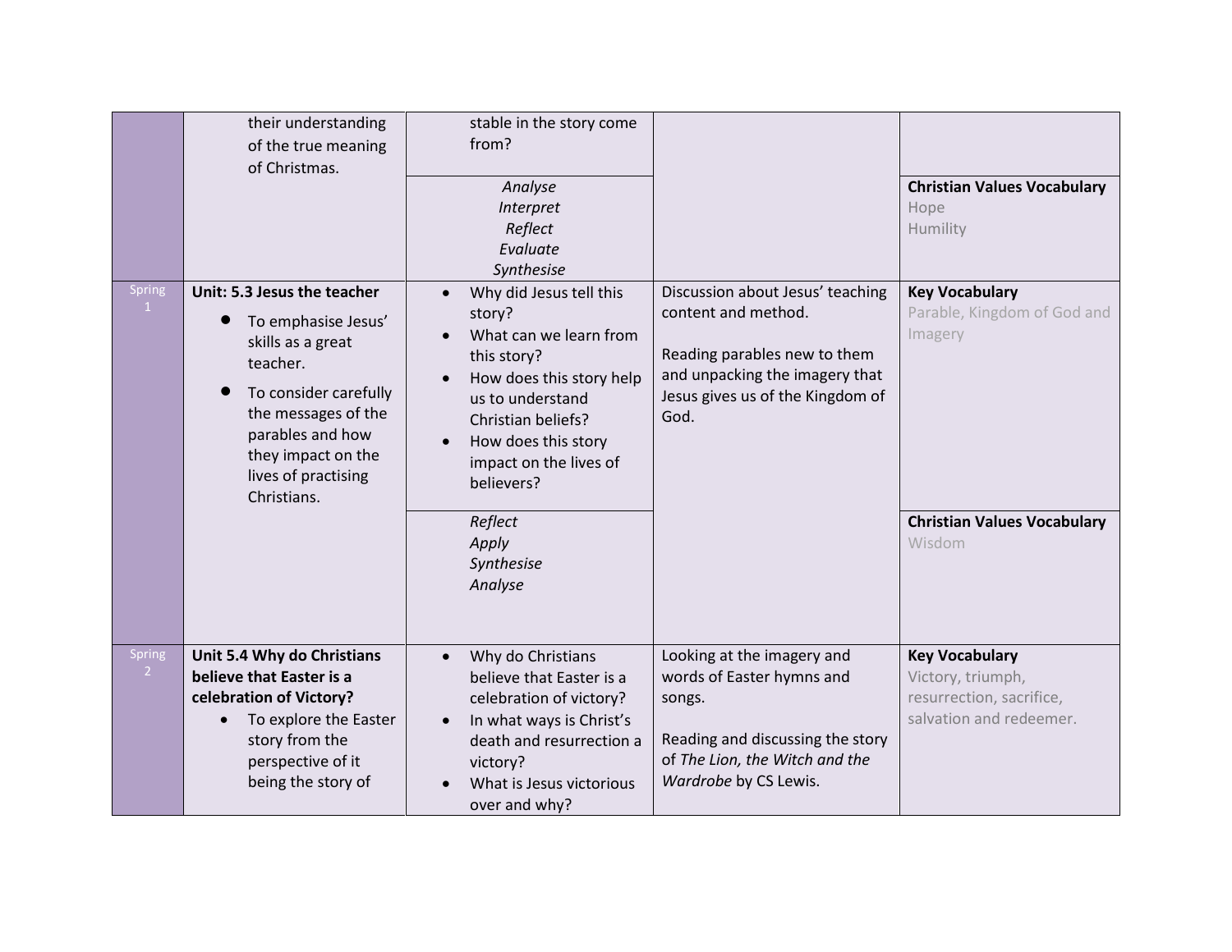| | | | | |
|---|---|---|---|---|
| | their understanding of the true meaning of Christmas. | stable in the story come from?<br><br>*Analyse*<br>*Interpret*<br>*Reflect*<br>*Evaluate*<br>*Synthesise* | | **Christian Values Vocabulary**<br>Hope<br>Humility |
| Spring 1 | **Unit: 5.3 Jesus the teacher**<br>• To emphasise Jesus' skills as a great teacher.<br>• To consider carefully the messages of the parables and how they impact on the lives of practising Christians. | • Why did Jesus tell this story?<br>• What can we learn from this story?<br>• How does this story help us to understand Christian beliefs?<br>• How does this story impact on the lives of believers?<br><br>*Reflect*<br>*Apply*<br>*Synthesise*<br>*Analyse* | Discussion about Jesus' teaching content and method.<br><br>Reading parables new to them and unpacking the imagery that Jesus gives us of the Kingdom of God. | **Key Vocabulary**<br>Parable, Kingdom of God and Imagery<br><br>**Christian Values Vocabulary**<br>Wisdom |
| Spring 2 | **Unit 5.4 Why do Christians believe that Easter is a celebration of Victory?**<br>• To explore the Easter story from the perspective of it being the story of | • Why do Christians believe that Easter is a celebration of victory?<br>• In what ways is Christ's death and resurrection a victory?<br>• What is Jesus victorious over and why? | Looking at the imagery and words of Easter hymns and songs.<br><br>Reading and discussing the story of *The Lion, the Witch and the Wardrobe* by CS Lewis. | **Key Vocabulary**<br>Victory, triumph, resurrection, sacrifice, salvation and redeemer. |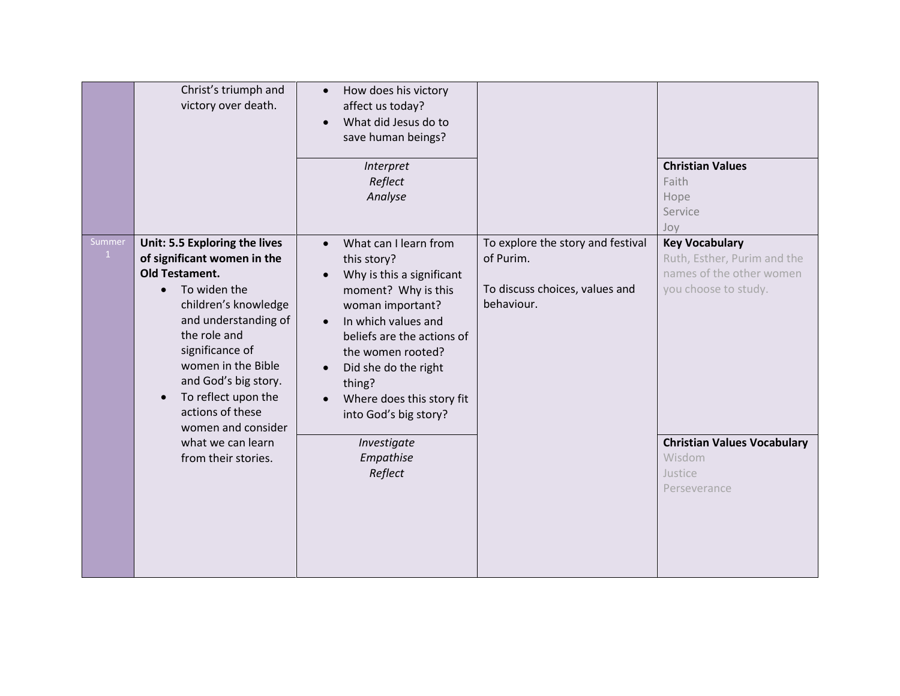| | | | | |
|---|---|---|---|---|
| | Christ's triumph and victory over death. | • How does his victory affect us today?<br>• What did Jesus do to save human beings? | | |
| | | *Interpret*<br>*Reflect*<br>*Analyse* | | **Christian Values**<br>Faith<br>Hope<br>Service<br>Joy |
| Summer 1 | **Unit: 5.5 Exploring the lives of significant women in the Old Testament.**<br>• To widen the children's knowledge and understanding of the role and significance of women in the Bible and God's big story.<br>• To reflect upon the actions of these women and consider what we can learn from their stories. | • What can I learn from this story?<br>• Why is this a significant moment? Why is this woman important?<br>• In which values and beliefs are the actions of the women rooted?<br>• Did she do the right thing?<br>• Where does this story fit into God's big story? | To explore the story and festival of Purim.<br><br>To discuss choices, values and behaviour. | **Key Vocabulary**<br>Ruth, Esther, Purim and the names of the other women you choose to study. |
| | | *Investigate*<br>*Empathise*<br>*Reflect* | | **Christian Values Vocabulary**<br>Wisdom<br>Justice<br>Perseverance |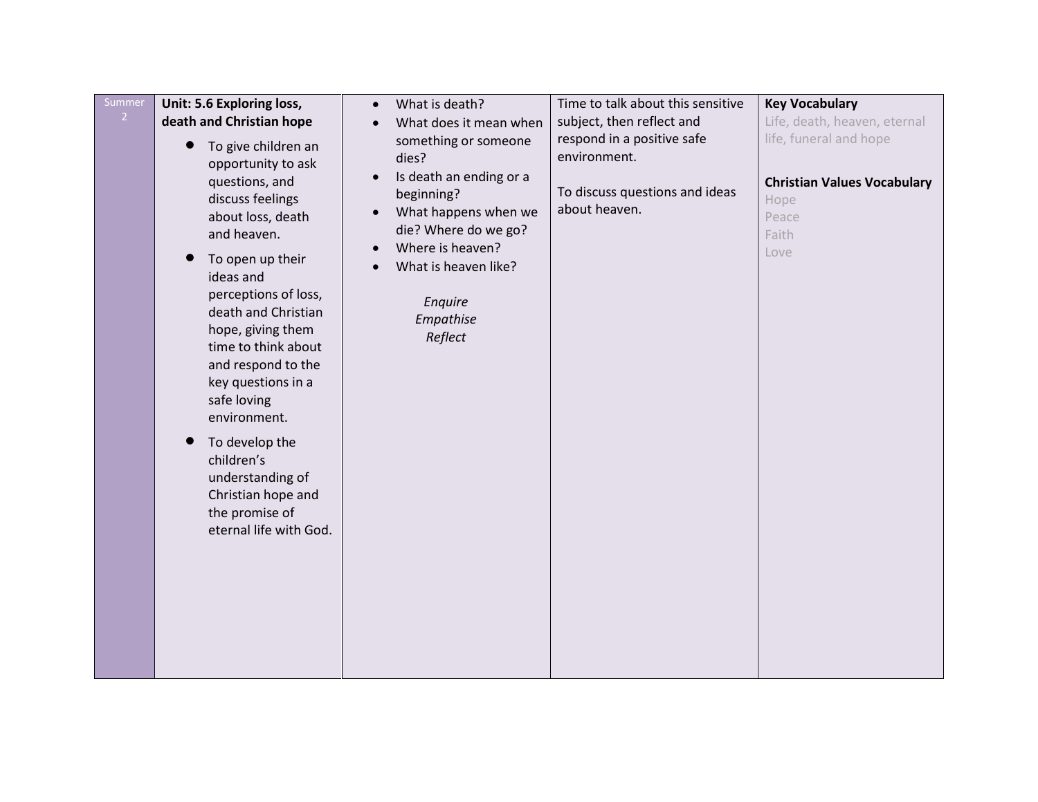| | | | | |
|---|---|---|---|---|
| Summer 2 | **Unit: 5.6 Exploring loss, death and Christian hope**<br>• To give children an opportunity to ask questions, and discuss feelings about loss, death and heaven.<br>• To open up their ideas and perceptions of loss, death and Christian hope, giving them time to think about and respond to the key questions in a safe loving environment.<br>• To develop the children's understanding of Christian hope and the promise of eternal life with God. | • What is death?<br>• What does it mean when something or someone dies?<br>• Is death an ending or a beginning?<br>• What happens when we die? Where do we go?<br>• Where is heaven?<br>• What is heaven like?<br><br>*Enquire*<br>*Empathise*<br>*Reflect* | Time to talk about this sensitive subject, then reflect and respond in a positive safe environment.<br><br>To discuss questions and ideas about heaven. | **Key Vocabulary**<br>Life, death, heaven, eternal life, funeral and hope<br><br>**Christian Values Vocabulary**<br>Hope<br>Peace<br>Faith<br>Love |